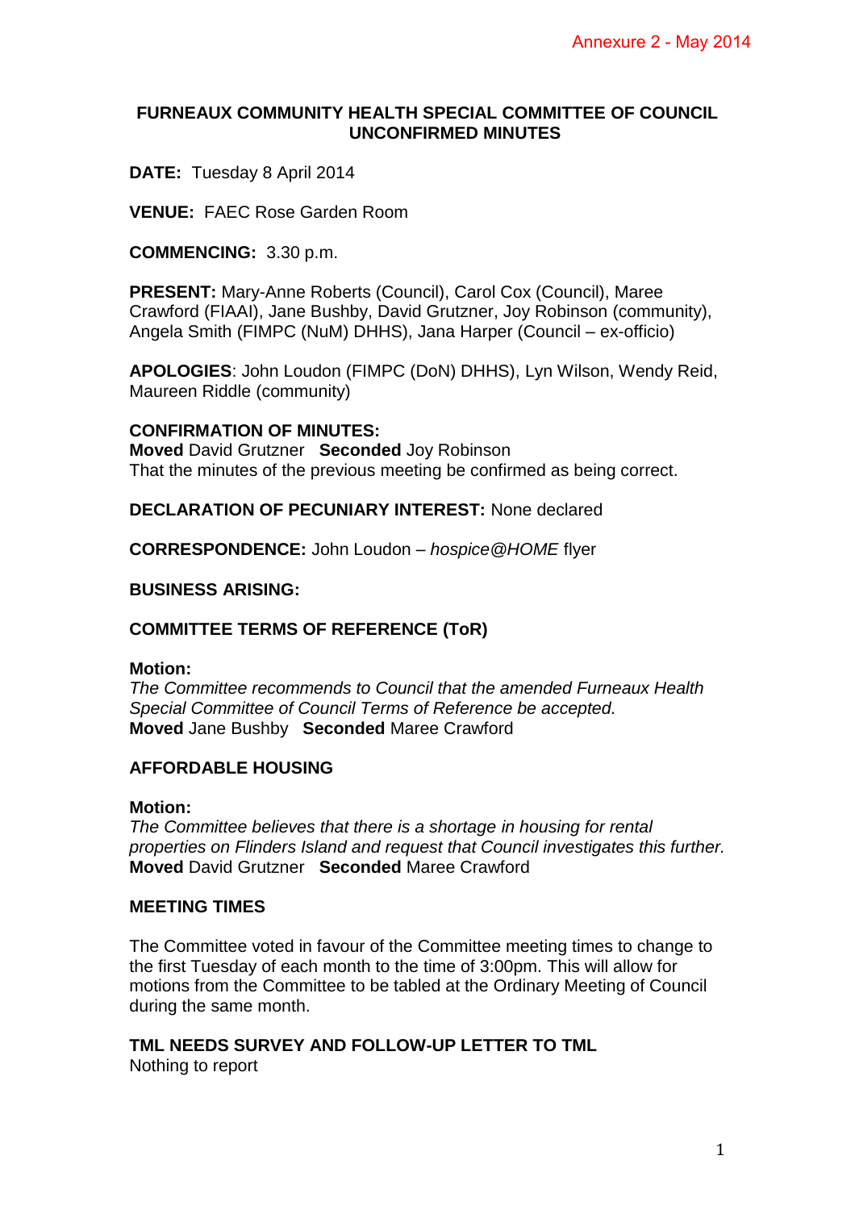Annexure 2 - May 2014

# FURNEAUX COMMUNITY HEALTH SPECIAL COMMITTEE OF COUNCIL UNCONFIRMED MINUTES

**DATE:** Tuesday 8 April 2014

**VENUE:** FAEC Rose Garden Room

**COMMENCING:** 3.30 p.m.

**PRESENT:** Mary-Anne Roberts (Council), Carol Cox (Council), Maree Crawford (FIAAI), Jane Bushby, David Grutzner, Joy Robinson (community), Angela Smith (FIMPC (NuM) DHHS), Jana Harper (Council – ex-officio)

**APOLOGIES**: John Loudon (FIMPC (DoN) DHHS), Lyn Wilson, Wendy Reid, Maureen Riddle (community)

**CONFIRMATION OF MINUTES:**
**Moved** David Grutzner **Seconded** Joy Robinson
That the minutes of the previous meeting be confirmed as being correct.

**DECLARATION OF PECUNIARY INTEREST:** None declared

**CORRESPONDENCE:** John Loudon – *hospice@HOME* flyer

**BUSINESS ARISING:**

**COMMITTEE TERMS OF REFERENCE (ToR)**

**Motion:**
*The Committee recommends to Council that the amended Furneaux Health Special Committee of Council Terms of Reference be accepted.*
**Moved** Jane Bushby **Seconded** Maree Crawford

**AFFORDABLE HOUSING**

**Motion:**
*The Committee believes that there is a shortage in housing for rental properties on Flinders Island and request that Council investigates this further.*
**Moved** David Grutzner **Seconded** Maree Crawford

**MEETING TIMES**

The Committee voted in favour of the Committee meeting times to change to the first Tuesday of each month to the time of 3:00pm. This will allow for motions from the Committee to be tabled at the Ordinary Meeting of Council during the same month.

**TML NEEDS SURVEY AND FOLLOW-UP LETTER TO TML**
Nothing to report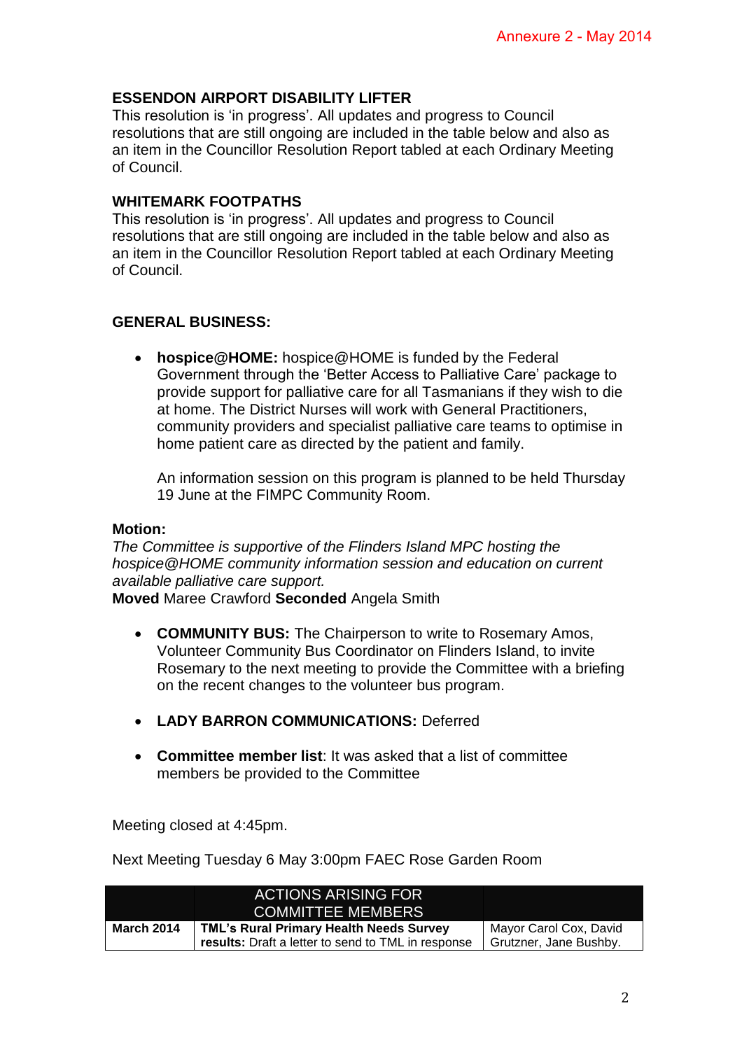### ESSENDON AIRPORT DISABILITY LIFTER

This resolution is 'in progress'. All updates and progress to Council resolutions that are still ongoing are included in the table below and also as an item in the Councillor Resolution Report tabled at each Ordinary Meeting of Council.

### WHITEMARK FOOTPATHS

This resolution is 'in progress'. All updates and progress to Council resolutions that are still ongoing are included in the table below and also as an item in the Councillor Resolution Report tabled at each Ordinary Meeting of Council.

### GENERAL BUSINESS:

- **hospice@HOME:** hospice@HOME is funded by the Federal Government through the 'Better Access to Palliative Care' package to provide support for palliative care for all Tasmanians if they wish to die at home. The District Nurses will work with General Practitioners, community providers and specialist palliative care teams to optimise in home patient care as directed by the patient and family.

  An information session on this program is planned to be held Thursday 19 June at the FIMPC Community Room.

**Motion:**
*The Committee is supportive of the Flinders Island MPC hosting the hospice@HOME community information session and education on current available palliative care support.*
**Moved** Maree Crawford **Seconded** Angela Smith

- **COMMUNITY BUS:** The Chairperson to write to Rosemary Amos, Volunteer Community Bus Coordinator on Flinders Island, to invite Rosemary to the next meeting to provide the Committee with a briefing on the recent changes to the volunteer bus program.

- **LADY BARRON COMMUNICATIONS:** Deferred

- **Committee member list**: It was asked that a list of committee members be provided to the Committee

Meeting closed at 4:45pm.

Next Meeting Tuesday 6 May 3:00pm FAEC Rose Garden Room

| | ACTIONS ARISING FOR COMMITTEE MEMBERS | |
|---|---|---|
| **March 2014** | **TML's Rural Primary Health Needs Survey results:** Draft a letter to send to TML in response | Mayor Carol Cox, David Grutzner, Jane Bushby. |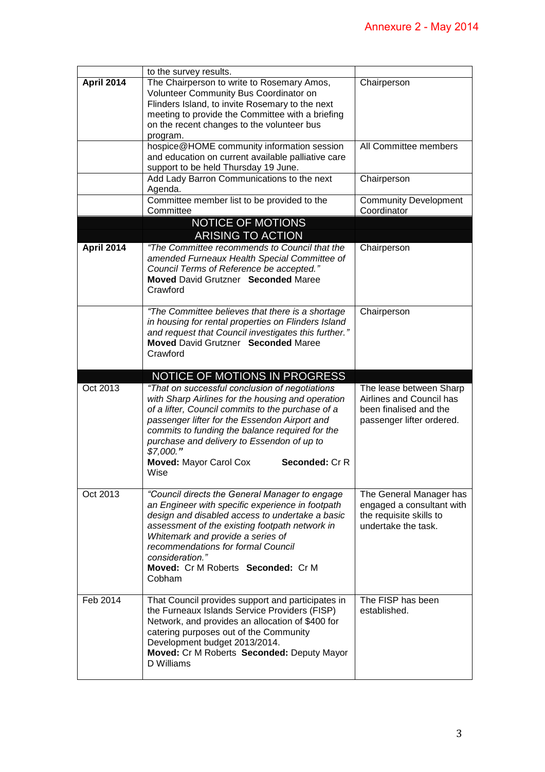| | | |
|---|---|---|
| | to the survey results. | |
| **April 2014** | The Chairperson to write to Rosemary Amos, Volunteer Community Bus Coordinator on Flinders Island, to invite Rosemary to the next meeting to provide the Committee with a briefing on the recent changes to the volunteer bus program. | Chairperson |
| | hospice@HOME community information session and education on current available palliative care support to be held Thursday 19 June. | All Committee members |
| | Add Lady Barron Communications to the next Agenda. | Chairperson |
| | Committee member list to be provided to the Committee | Community Development Coordinator |
| | **NOTICE OF MOTIONS ARISING TO ACTION** | |
| **April 2014** | *"The Committee recommends to Council that the amended Furneaux Health Special Committee of Council Terms of Reference be accepted."* **Moved** David Grutzner **Seconded** Maree Crawford | Chairperson |
| | *"The Committee believes that there is a shortage in housing for rental properties on Flinders Island and request that Council investigates this further."* **Moved** David Grutzner **Seconded** Maree Crawford | Chairperson |
| | **NOTICE OF MOTIONS IN PROGRESS** | |
| Oct 2013 | *"That on successful conclusion of negotiations with Sharp Airlines for the housing and operation of a lifter, Council commits to the purchase of a passenger lifter for the Essendon Airport and commits to funding the balance required for the purchase and delivery to Essendon of up to $7,000."* **Moved:** Mayor Carol Cox **Seconded:** Cr R Wise | The lease between Sharp Airlines and Council has been finalised and the passenger lifter ordered. |
| Oct 2013 | *"Council directs the General Manager to engage an Engineer with specific experience in footpath design and disabled access to undertake a basic assessment of the existing footpath network in Whitemark and provide a series of recommendations for formal Council consideration."* **Moved:** Cr M Roberts **Seconded:** Cr M Cobham | The General Manager has engaged a consultant with the requisite skills to undertake the task. |
| Feb 2014 | That Council provides support and participates in the Furneaux Islands Service Providers (FISP) Network, and provides an allocation of $400 for catering purposes out of the Community Development budget 2013/2014. **Moved:** Cr M Roberts **Seconded:** Deputy Mayor D Williams | The FISP has been established. |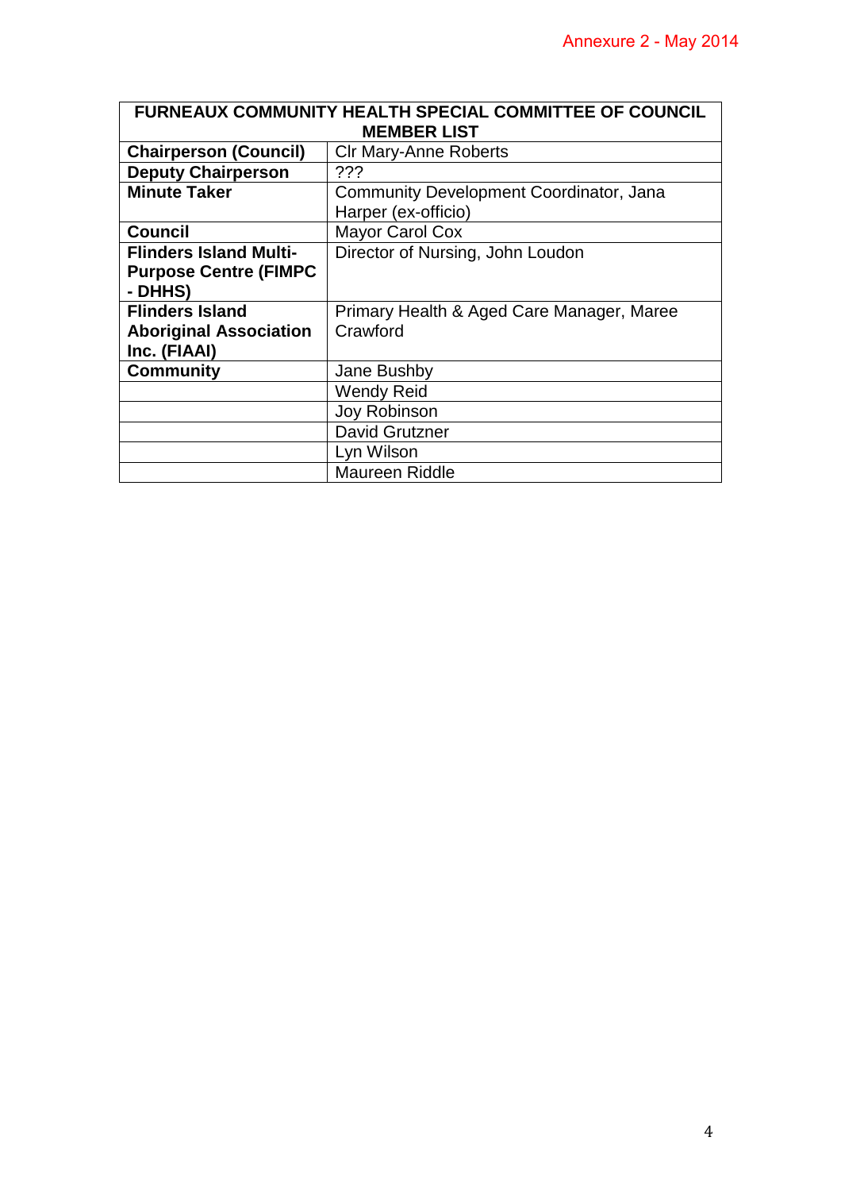Annexure 2 - May 2014

| FURNEAUX COMMUNITY HEALTH SPECIAL COMMITTEE OF COUNCIL MEMBER LIST | |
|---|---|
| **Chairperson (Council)** | Clr Mary-Anne Roberts |
| **Deputy Chairperson** | ??? |
| **Minute Taker** | Community Development Coordinator, Jana Harper (ex-officio) |
| **Council** | Mayor Carol Cox |
| **Flinders Island Multi-Purpose Centre (FIMPC - DHHS)** | Director of Nursing, John Loudon |
| **Flinders Island Aboriginal Association Inc. (FIAAI)** | Primary Health & Aged Care Manager, Maree Crawford |
| **Community** | Jane Bushby |
| | Wendy Reid |
| | Joy Robinson |
| | David Grutzner |
| | Lyn Wilson |
| | Maureen Riddle |